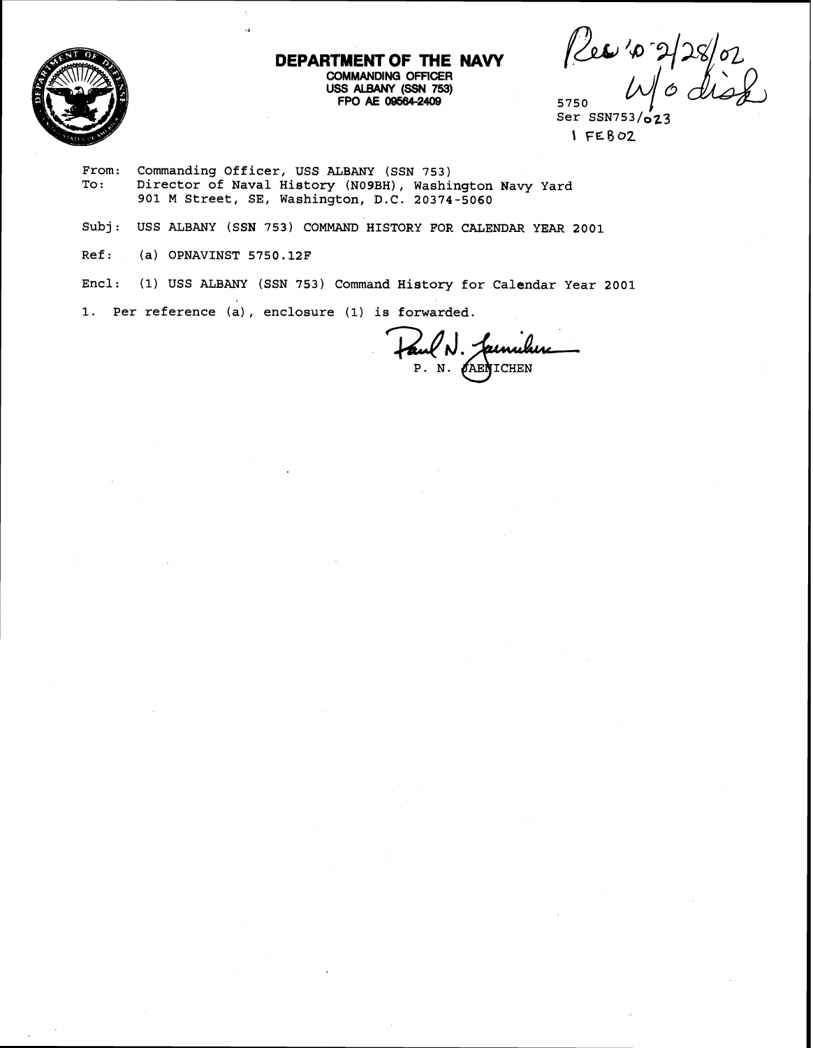**DEPARTMENT OF THE NAVY**
COMMANDING OFFICER
USS ALBANY (SSN 753)
FPO AE 09564-2409

Rec'd 2/28/02
W/o disk

5750
Ser SSN753/023
1 FEB02

From: Commanding Officer, USS ALBANY (SSN 753)
To: Director of Naval History (N09BH), Washington Navy Yard
901 M Street, SE, Washington, D.C. 20374-5060

Subj: USS ALBANY (SSN 753) COMMAND HISTORY FOR CALENDAR YEAR 2001

Ref: (a) OPNAVINST 5750.12F

Encl: (1) USS ALBANY (SSN 753) Command History for Calendar Year 2001

1. Per reference (a), enclosure (1) is forwarded.

Paul N. Jaenichen
P. N. JAENICHEN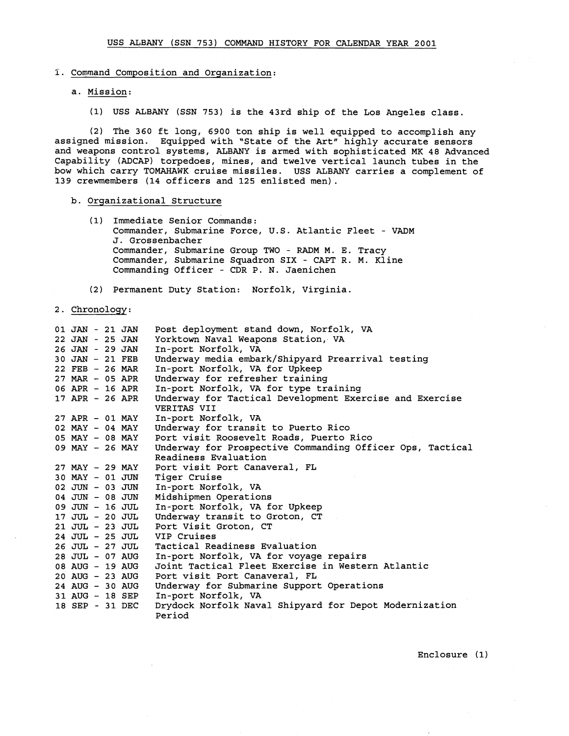# USS ALBANY (SSN 753) COMMAND HISTORY FOR CALENDAR YEAR 2001

1. Command Composition and Organization:

   a. Mission:

      (1) USS ALBANY (SSN 753) is the 43rd ship of the Los Angeles class.

      (2) The 360 ft long, 6900 ton ship is well equipped to accomplish any assigned mission. Equipped with "State of the Art" highly accurate sensors and weapons control systems, ALBANY is armed with sophisticated MK 48 Advanced Capability (ADCAP) torpedoes, mines, and twelve vertical launch tubes in the bow which carry TOMAHAWK cruise missiles. USS ALBANY carries a complement of 139 crewmembers (14 officers and 125 enlisted men).

   b. Organizational Structure

      (1) Immediate Senior Commands:
      Commander, Submarine Force, U.S. Atlantic Fleet - VADM J. Grossenbacher
      Commander, Submarine Group TWO - RADM M. E. Tracy
      Commander, Submarine Squadron SIX - CAPT R. M. Kline
      Commanding Officer - CDR P. N. Jaenichen

      (2) Permanent Duty Station: Norfolk, Virginia.

2. Chronology:

| | |
|---|---|
| 01 JAN - 21 JAN | Post deployment stand down, Norfolk, VA |
| 22 JAN - 25 JAN | Yorktown Naval Weapons Station, VA |
| 26 JAN - 29 JAN | In-port Norfolk, VA |
| 30 JAN - 21 FEB | Underway media embark/Shipyard Prearrival testing |
| 22 FEB - 26 MAR | In-port Norfolk, VA for Upkeep |
| 27 MAR - 05 APR | Underway for refresher training |
| 06 APR - 16 APR | In-port Norfolk, VA for type training |
| 17 APR - 26 APR | Underway for Tactical Development Exercise and Exercise VERITAS VII |
| 27 APR - 01 MAY | In-port Norfolk, VA |
| 02 MAY - 04 MAY | Underway for transit to Puerto Rico |
| 05 MAY - 08 MAY | Port visit Roosevelt Roads, Puerto Rico |
| 09 MAY - 26 MAY | Underway for Prospective Commanding Officer Ops, Tactical Readiness Evaluation |
| 27 MAY - 29 MAY | Port visit Port Canaveral, FL |
| 30 MAY - 01 JUN | Tiger Cruise |
| 02 JUN - 03 JUN | In-port Norfolk, VA |
| 04 JUN - 08 JUN | Midshipmen Operations |
| 09 JUN - 16 JUL | In-port Norfolk, VA for Upkeep |
| 17 JUL - 20 JUL | Underway transit to Groton, CT |
| 21 JUL - 23 JUL | Port Visit Groton, CT |
| 24 JUL - 25 JUL | VIP Cruises |
| 26 JUL - 27 JUL | Tactical Readiness Evaluation |
| 28 JUL - 07 AUG | In-port Norfolk, VA for voyage repairs |
| 08 AUG - 19 AUG | Joint Tactical Fleet Exercise in Western Atlantic |
| 20 AUG - 23 AUG | Port visit Port Canaveral, FL |
| 24 AUG - 30 AUG | Underway for Submarine Support Operations |
| 31 AUG - 18 SEP | In-port Norfolk, VA |
| 18 SEP - 31 DEC | Drydock Norfolk Naval Shipyard for Depot Modernization Period |

Enclosure (1)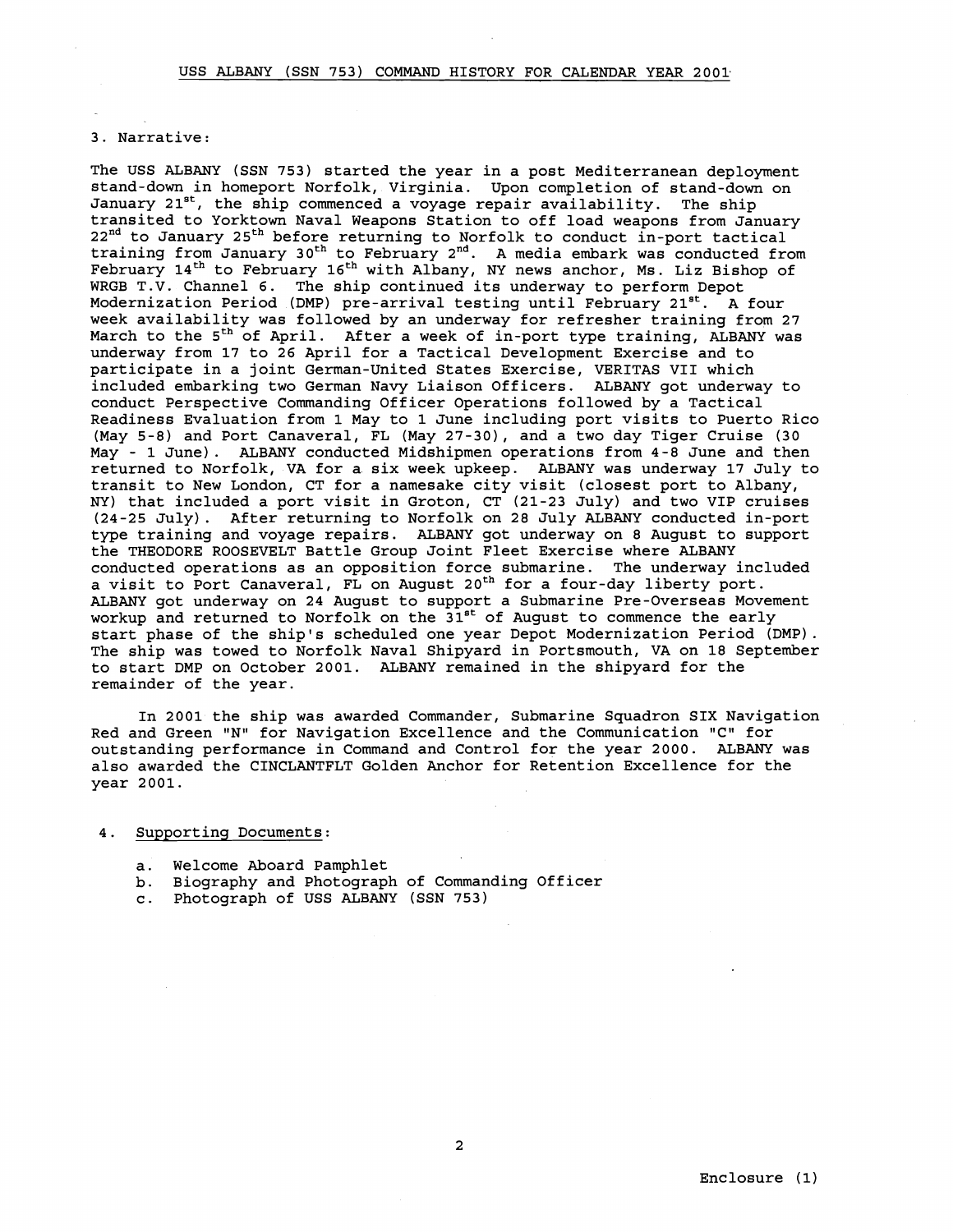## USS ALBANY (SSN 753) COMMAND HISTORY FOR CALENDAR YEAR 2001

3. Narrative:

The USS ALBANY (SSN 753) started the year in a post Mediterranean deployment stand-down in homeport Norfolk, Virginia. Upon completion of stand-down on January 21st, the ship commenced a voyage repair availability. The ship transited to Yorktown Naval Weapons Station to off load weapons from January 22nd to January 25th before returning to Norfolk to conduct in-port tactical training from January 30th to February 2nd. A media embark was conducted from February 14th to February 16th with Albany, NY news anchor, Ms. Liz Bishop of WRGB T.V. Channel 6. The ship continued its underway to perform Depot Modernization Period (DMP) pre-arrival testing until February 21st. A four week availability was followed by an underway for refresher training from 27 March to the 5th of April. After a week of in-port type training, ALBANY was underway from 17 to 26 April for a Tactical Development Exercise and to participate in a joint German-United States Exercise, VERITAS VII which included embarking two German Navy Liaison Officers. ALBANY got underway to conduct Perspective Commanding Officer Operations followed by a Tactical Readiness Evaluation from 1 May to 1 June including port visits to Puerto Rico (May 5-8) and Port Canaveral, FL (May 27-30), and a two day Tiger Cruise (30 May - 1 June). ALBANY conducted Midshipmen operations from 4-8 June and then returned to Norfolk, VA for a six week upkeep. ALBANY was underway 17 July to transit to New London, CT for a namesake city visit (closest port to Albany, NY) that included a port visit in Groton, CT (21-23 July) and two VIP cruises (24-25 July). After returning to Norfolk on 28 July ALBANY conducted in-port type training and voyage repairs. ALBANY got underway on 8 August to support the THEODORE ROOSEVELT Battle Group Joint Fleet Exercise where ALBANY conducted operations as an opposition force submarine. The underway included a visit to Port Canaveral, FL on August 20th for a four-day liberty port. ALBANY got underway on 24 August to support a Submarine Pre-Overseas Movement workup and returned to Norfolk on the 31st of August to commence the early start phase of the ship's scheduled one year Depot Modernization Period (DMP). The ship was towed to Norfolk Naval Shipyard in Portsmouth, VA on 18 September to start DMP on October 2001. ALBANY remained in the shipyard for the remainder of the year.

In 2001 the ship was awarded Commander, Submarine Squadron SIX Navigation Red and Green "N" for Navigation Excellence and the Communication "C" for outstanding performance in Command and Control for the year 2000. ALBANY was also awarded the CINCLANTFLT Golden Anchor for Retention Excellence for the year 2001.

4. Supporting Documents:

a. Welcome Aboard Pamphlet
b. Biography and Photograph of Commanding Officer
c. Photograph of USS ALBANY (SSN 753)

Enclosure (1)